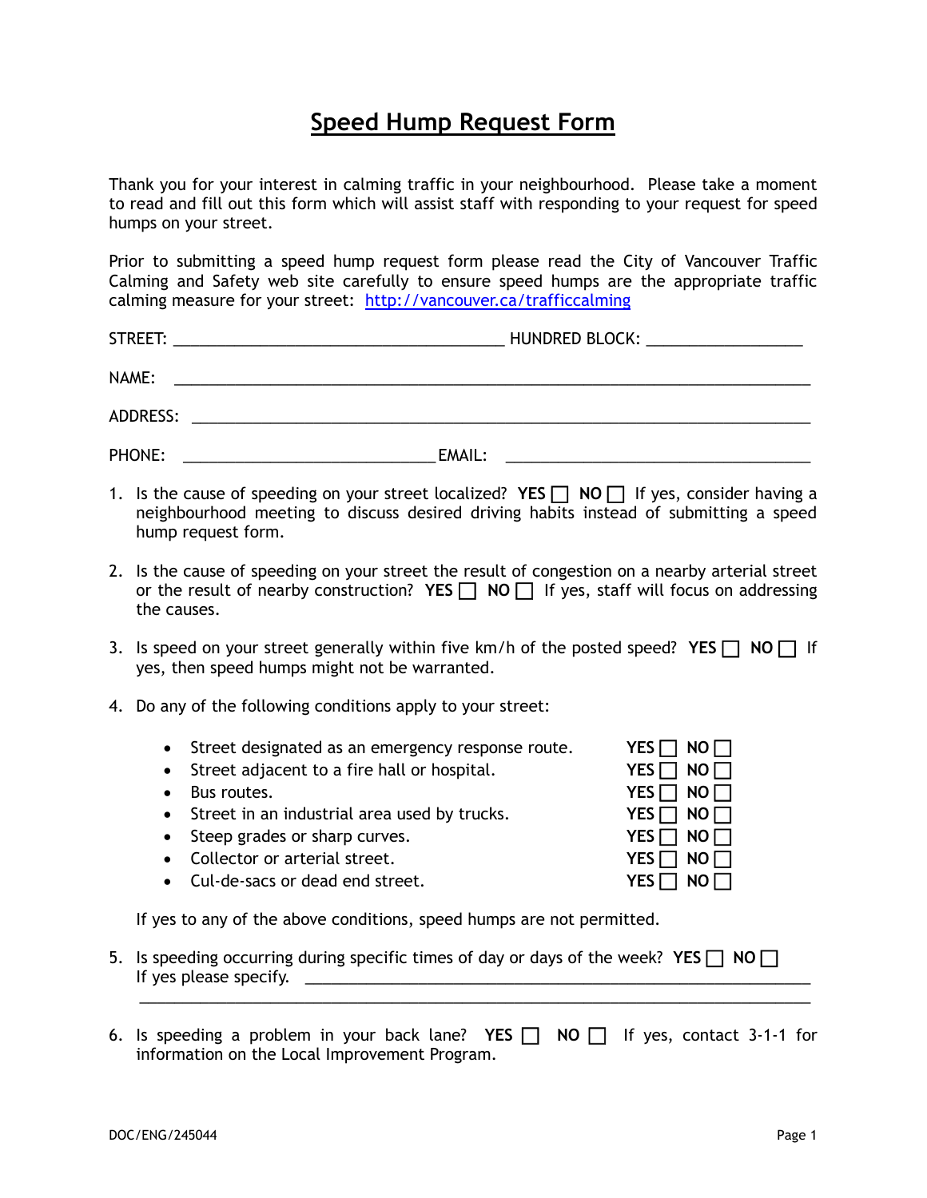# Speed Hump Request Form

Thank you for your interest in calming traffic in your neighbourhood. Please take a moment to read and fill out this form which will assist staff with responding to your request for speed humps on your street.

Prior to submitting a speed hump request form please read the City of Vancouver Traffic Calming and Safety web site carefully to ensure speed humps are the appropriate traffic calming measure for your street: [http://vancouver.ca/trafficcalming](http://vancouver.ca/trafficcalming)

STREET: ______________________________________ HUNDRED BLOCK: __________________

NAME: ________________________________________________________________________

ADDRESS: _____________________________________________________________________

PHONE: _____________________________ EMAIL: __________________________________

1. Is the cause of speeding on your street localized? **YES** ☐ **NO** ☐ If yes, consider having a neighbourhood meeting to discuss desired driving habits instead of submitting a speed hump request form.

2. Is the cause of speeding on your street the result of congestion on a nearby arterial street or the result of nearby construction? **YES** ☐ **NO** ☐ If yes, staff will focus on addressing the causes.

3. Is speed on your street generally within five km/h of the posted speed? **YES** ☐ **NO** ☐ If yes, then speed humps might not be warranted.

4. Do any of the following conditions apply to your street:

   - Street designated as an emergency response route. **YES** ☐ **NO** ☐
   - Street adjacent to a fire hall or hospital. **YES** ☐ **NO** ☐
   - Bus routes. **YES** ☐ **NO** ☐
   - Street in an industrial area used by trucks. **YES** ☐ **NO** ☐
   - Steep grades or sharp curves. **YES** ☐ **NO** ☐
   - Collector or arterial street. **YES** ☐ **NO** ☐
   - Cul-de-sacs or dead end street. **YES** ☐ **NO** ☐

   If yes to any of the above conditions, speed humps are not permitted.

5. Is speeding occurring during specific times of day or days of the week? **YES** ☐ **NO** ☐
   If yes please specify. ____________________________________________________________
   ___________________________________________________________________________________

6. Is speeding a problem in your back lane? **YES** ☐ **NO** ☐ If yes, contact 3-1-1 for information on the Local Improvement Program.

DOC/ENG/245044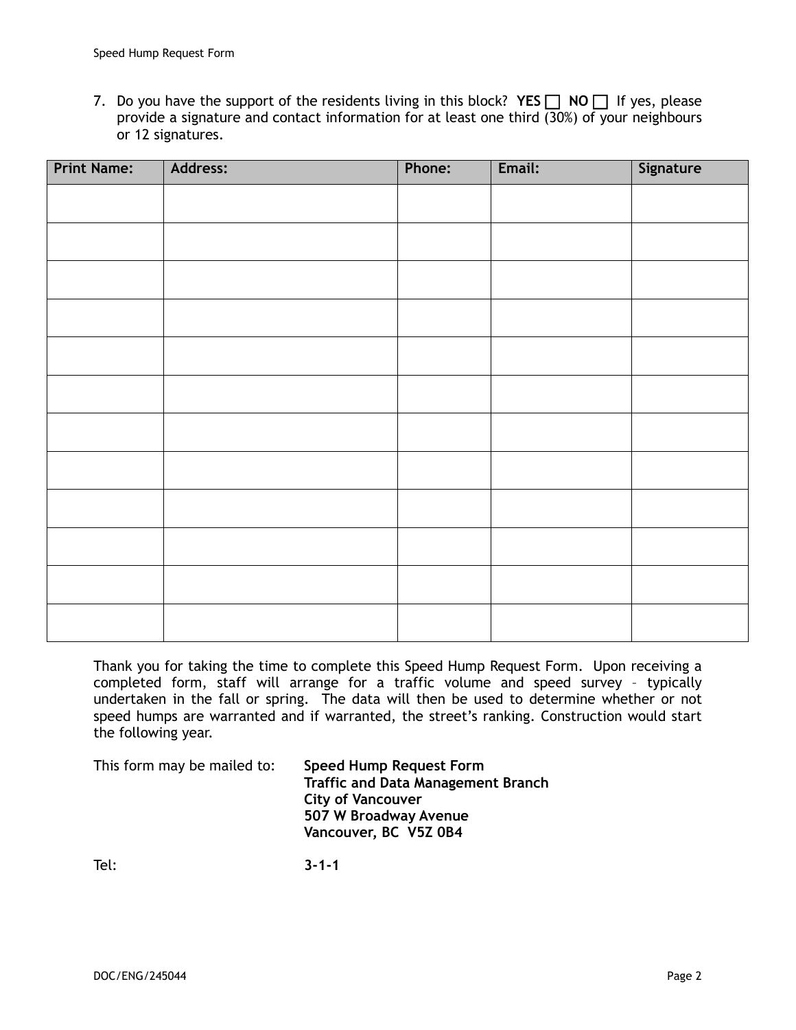7. Do you have the support of the residents living in this block? **YES** ☐ **NO** ☐ If yes, please provide a signature and contact information for at least one third (30%) of your neighbours or 12 signatures.

| Print Name: | Address: | Phone: | Email: | Signature |
|---|---|---|---|---|
| | | | | |
| | | | | |
| | | | | |
| | | | | |
| | | | | |
| | | | | |
| | | | | |
| | | | | |
| | | | | |
| | | | | |
| | | | | |
| | | | | |

Thank you for taking the time to complete this Speed Hump Request Form. Upon receiving a completed form, staff will arrange for a traffic volume and speed survey – typically undertaken in the fall or spring. The data will then be used to determine whether or not speed humps are warranted and if warranted, the street's ranking. Construction would start the following year.

This form may be mailed to:

**Speed Hump Request Form**
**Traffic and Data Management Branch**
**City of Vancouver**
**507 W Broadway Avenue**
**Vancouver, BC V5Z 0B4**

Tel: **3-1-1**

DOC/ENG/245044